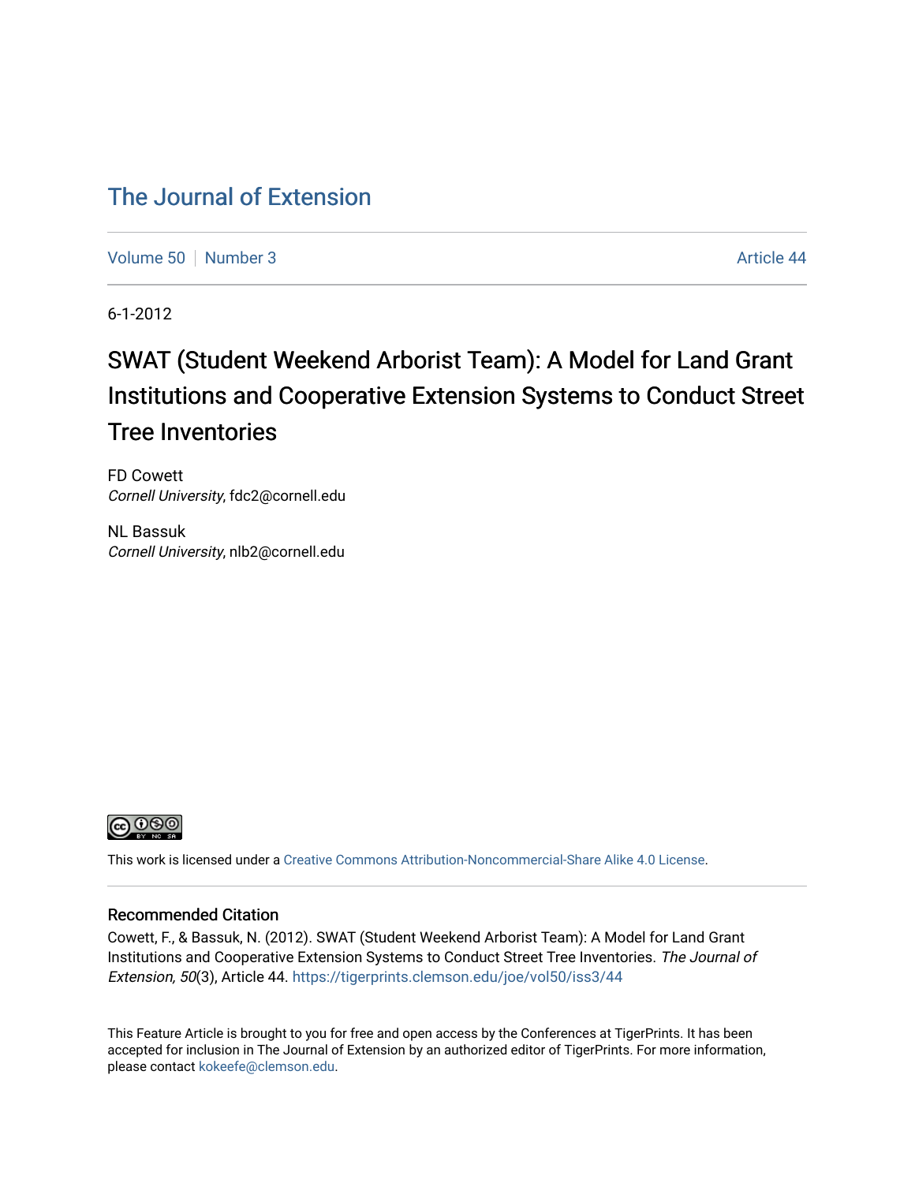# The Journal of Extension

Volume 50 | Number 3 | Article 44

6-1-2012

## SWAT (Student Weekend Arborist Team): A Model for Land Grant Institutions and Cooperative Extension Systems to Conduct Street Tree Inventories

FD Cowett
*Cornell University*, fdc2@cornell.edu

NL Bassuk
*Cornell University*, nlb2@cornell.edu

This work is licensed under a Creative Commons Attribution-Noncommercial-Share Alike 4.0 License.

### Recommended Citation

Cowett, F., & Bassuk, N. (2012). SWAT (Student Weekend Arborist Team): A Model for Land Grant Institutions and Cooperative Extension Systems to Conduct Street Tree Inventories. *The Journal of Extension, 50*(3), Article 44. https://tigerprints.clemson.edu/joe/vol50/iss3/44

This Feature Article is brought to you for free and open access by the Conferences at TigerPrints. It has been accepted for inclusion in The Journal of Extension by an authorized editor of TigerPrints. For more information, please contact kokeefe@clemson.edu.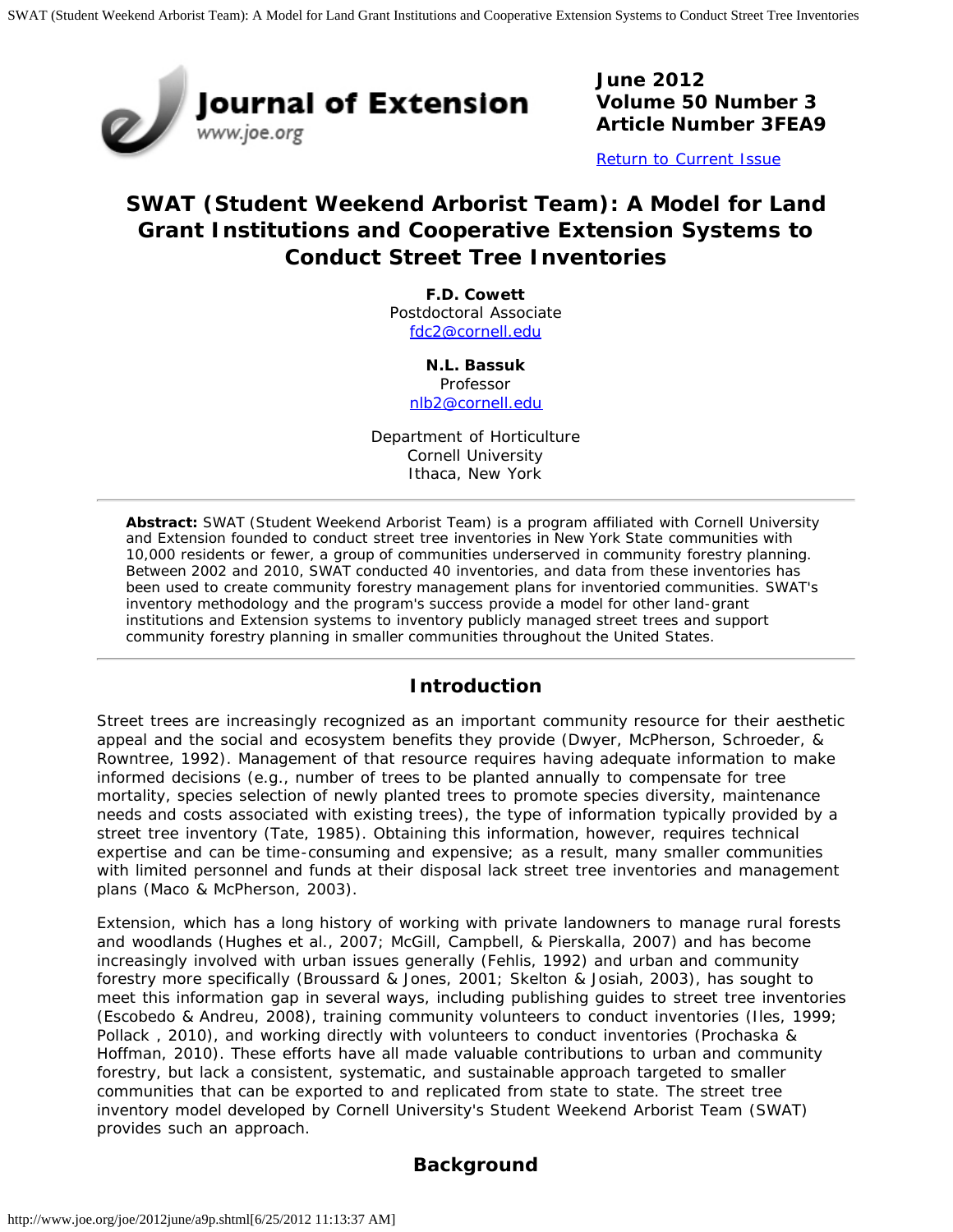June 2012
Volume 50 Number 3
Article Number 3FEA9

Return to Current Issue

# SWAT (Student Weekend Arborist Team): A Model for Land Grant Institutions and Cooperative Extension Systems to Conduct Street Tree Inventories

**F.D. Cowett**
Postdoctoral Associate
fdc2@cornell.edu

**N.L. Bassuk**
Professor
nlb2@cornell.edu

Department of Horticulture
Cornell University
Ithaca, New York

**Abstract:** SWAT (Student Weekend Arborist Team) is a program affiliated with Cornell University and Extension founded to conduct street tree inventories in New York State communities with 10,000 residents or fewer, a group of communities underserved in community forestry planning. Between 2002 and 2010, SWAT conducted 40 inventories, and data from these inventories has been used to create community forestry management plans for inventoried communities. SWAT's inventory methodology and the program's success provide a model for other land-grant institutions and Extension systems to inventory publicly managed street trees and support community forestry planning in smaller communities throughout the United States.

## Introduction

Street trees are increasingly recognized as an important community resource for their aesthetic appeal and the social and ecosystem benefits they provide (Dwyer, McPherson, Schroeder, & Rowntree, 1992). Management of that resource requires having adequate information to make informed decisions (e.g., number of trees to be planted annually to compensate for tree mortality, species selection of newly planted trees to promote species diversity, maintenance needs and costs associated with existing trees), the type of information typically provided by a street tree inventory (Tate, 1985). Obtaining this information, however, requires technical expertise and can be time-consuming and expensive; as a result, many smaller communities with limited personnel and funds at their disposal lack street tree inventories and management plans (Maco & McPherson, 2003).

Extension, which has a long history of working with private landowners to manage rural forests and woodlands (Hughes et al., 2007; McGill, Campbell, & Pierskalla, 2007) and has become increasingly involved with urban issues generally (Fehlis, 1992) and urban and community forestry more specifically (Broussard & Jones, 2001; Skelton & Josiah, 2003), has sought to meet this information gap in several ways, including publishing guides to street tree inventories (Escobedo & Andreu, 2008), training community volunteers to conduct inventories (Iles, 1999; Pollack , 2010), and working directly with volunteers to conduct inventories (Prochaska & Hoffman, 2010). These efforts have all made valuable contributions to urban and community forestry, but lack a consistent, systematic, and sustainable approach targeted to smaller communities that can be exported to and replicated from state to state. The street tree inventory model developed by Cornell University's Student Weekend Arborist Team (SWAT) provides such an approach.

## Background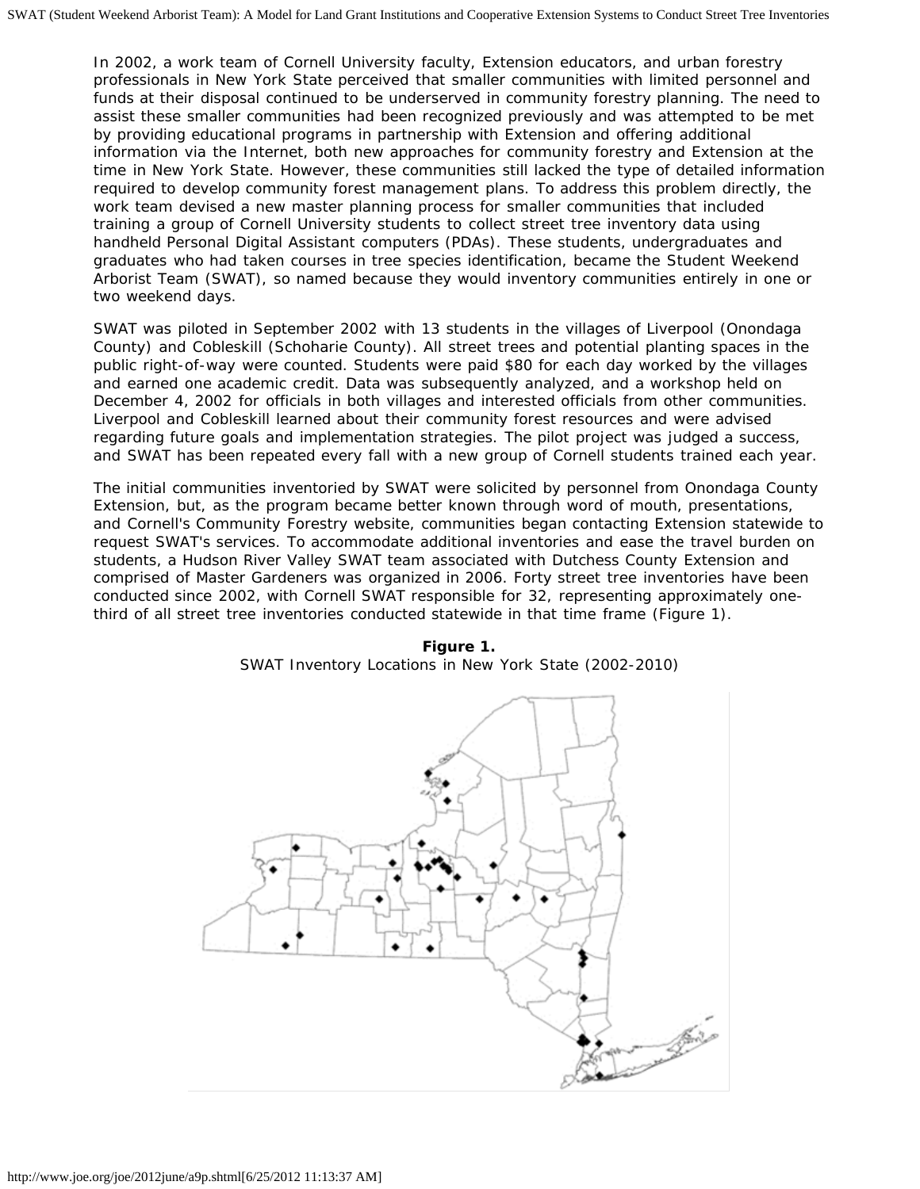In 2002, a work team of Cornell University faculty, Extension educators, and urban forestry professionals in New York State perceived that smaller communities with limited personnel and funds at their disposal continued to be underserved in community forestry planning. The need to assist these smaller communities had been recognized previously and was attempted to be met by providing educational programs in partnership with Extension and offering additional information via the Internet, both new approaches for community forestry and Extension at the time in New York State. However, these communities still lacked the type of detailed information required to develop community forest management plans. To address this problem directly, the work team devised a new master planning process for smaller communities that included training a group of Cornell University students to collect street tree inventory data using handheld Personal Digital Assistant computers (PDAs). These students, undergraduates and graduates who had taken courses in tree species identification, became the Student Weekend Arborist Team (SWAT), so named because they would inventory communities entirely in one or two weekend days.

SWAT was piloted in September 2002 with 13 students in the villages of Liverpool (Onondaga County) and Cobleskill (Schoharie County). All street trees and potential planting spaces in the public right-of-way were counted. Students were paid $80 for each day worked by the villages and earned one academic credit. Data was subsequently analyzed, and a workshop held on December 4, 2002 for officials in both villages and interested officials from other communities. Liverpool and Cobleskill learned about their community forest resources and were advised regarding future goals and implementation strategies. The pilot project was judged a success, and SWAT has been repeated every fall with a new group of Cornell students trained each year.

The initial communities inventoried by SWAT were solicited by personnel from Onondaga County Extension, but, as the program became better known through word of mouth, presentations, and Cornell's Community Forestry website, communities began contacting Extension statewide to request SWAT's services. To accommodate additional inventories and ease the travel burden on students, a Hudson River Valley SWAT team associated with Dutchess County Extension and comprised of Master Gardeners was organized in 2006. Forty street tree inventories have been conducted since 2002, with Cornell SWAT responsible for 32, representing approximately one-third of all street tree inventories conducted statewide in that time frame (Figure 1).

**Figure 1.**
SWAT Inventory Locations in New York State (2002-2010)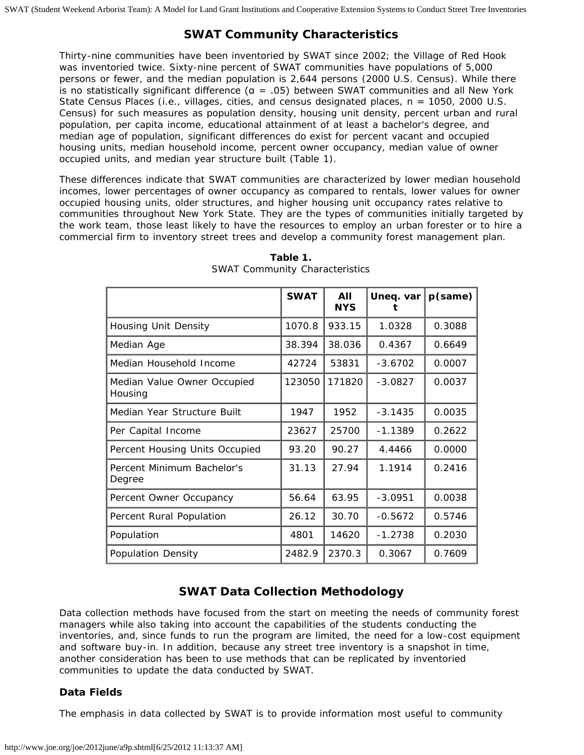## SWAT Community Characteristics

Thirty-nine communities have been inventoried by SWAT since 2002; the Village of Red Hook was inventoried twice. Sixty-nine percent of SWAT communities have populations of 5,000 persons or fewer, and the median population is 2,644 persons (2000 U.S. Census). While there is no statistically significant difference ($\alpha = .05$) between SWAT communities and all New York State Census Places (i.e., villages, cities, and census designated places, n = 1050, 2000 U.S. Census) for such measures as population density, housing unit density, percent urban and rural population, per capita income, educational attainment of at least a bachelor's degree, and median age of population, significant differences do exist for percent vacant and occupied housing units, median household income, percent owner occupancy, median value of owner occupied units, and median year structure built (Table 1).

These differences indicate that SWAT communities are characterized by lower median household incomes, lower percentages of owner occupancy as compared to rentals, lower values for owner occupied housing units, older structures, and higher housing unit occupancy rates relative to communities throughout New York State. They are the types of communities initially targeted by the work team, those least likely to have the resources to employ an urban forester or to hire a commercial firm to inventory street trees and develop a community forest management plan.

**Table 1.**
SWAT Community Characteristics

| | SWAT | All NYS | Uneq. var t | p(same) |
|---|---|---|---|---|
| Housing Unit Density | 1070.8 | 933.15 | 1.0328 | 0.3088 |
| Median Age | 38.394 | 38.036 | 0.4367 | 0.6649 |
| Median Household Income | 42724 | 53831 | -3.6702 | 0.0007 |
| Median Value Owner Occupied Housing | 123050 | 171820 | -3.0827 | 0.0037 |
| Median Year Structure Built | 1947 | 1952 | -3.1435 | 0.0035 |
| Per Capital Income | 23627 | 25700 | -1.1389 | 0.2622 |
| Percent Housing Units Occupied | 93.20 | 90.27 | 4.4466 | 0.0000 |
| Percent Minimum Bachelor's Degree | 31.13 | 27.94 | 1.1914 | 0.2416 |
| Percent Owner Occupancy | 56.64 | 63.95 | -3.0951 | 0.0038 |
| Percent Rural Population | 26.12 | 30.70 | -0.5672 | 0.5746 |
| Population | 4801 | 14620 | -1.2738 | 0.2030 |
| Population Density | 2482.9 | 2370.3 | 0.3067 | 0.7609 |

## SWAT Data Collection Methodology

Data collection methods have focused from the start on meeting the needs of community forest managers while also taking into account the capabilities of the students conducting the inventories, and, since funds to run the program are limited, the need for a low-cost equipment and software buy-in. In addition, because any street tree inventory is a snapshot in time, another consideration has been to use methods that can be replicated by inventoried communities to update the data conducted by SWAT.

### Data Fields

The emphasis in data collected by SWAT is to provide information most useful to community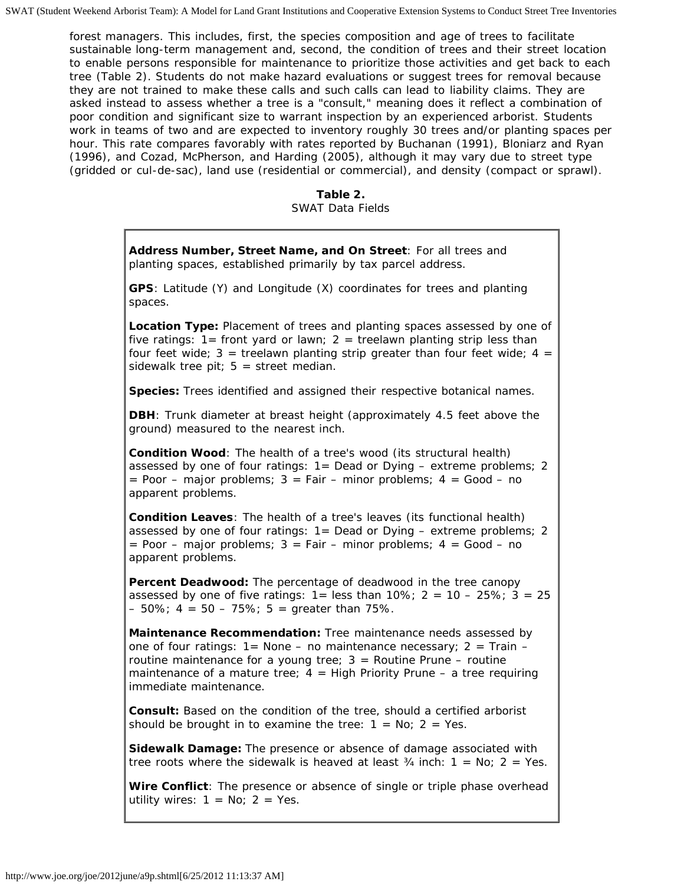forest managers. This includes, first, the species composition and age of trees to facilitate sustainable long-term management and, second, the condition of trees and their street location to enable persons responsible for maintenance to prioritize those activities and get back to each tree (Table 2). Students do not make hazard evaluations or suggest trees for removal because they are not trained to make these calls and such calls can lead to liability claims. They are asked instead to assess whether a tree is a "consult," meaning does it reflect a combination of poor condition and significant size to warrant inspection by an experienced arborist. Students work in teams of two and are expected to inventory roughly 30 trees and/or planting spaces per hour. This rate compares favorably with rates reported by Buchanan (1991), Bloniarz and Ryan (1996), and Cozad, McPherson, and Harding (2005), although it may vary due to street type (gridded or cul-de-sac), land use (residential or commercial), and density (compact or sprawl).

**Table 2.**
SWAT Data Fields

**Address Number, Street Name, and On Street**: For all trees and planting spaces, established primarily by tax parcel address.

**GPS**: Latitude (Y) and Longitude (X) coordinates for trees and planting spaces.

**Location Type:** Placement of trees and planting spaces assessed by one of five ratings: 1= front yard or lawn; 2 = treelawn planting strip less than four feet wide; 3 = treelawn planting strip greater than four feet wide; 4 = sidewalk tree pit; 5 = street median.

**Species:** Trees identified and assigned their respective botanical names.

**DBH**: Trunk diameter at breast height (approximately 4.5 feet above the ground) measured to the nearest inch.

**Condition Wood**: The health of a tree's wood (its structural health) assessed by one of four ratings: 1= Dead or Dying – extreme problems; 2 = Poor – major problems; 3 = Fair – minor problems; 4 = Good – no apparent problems.

**Condition Leaves**: The health of a tree's leaves (its functional health) assessed by one of four ratings: 1= Dead or Dying – extreme problems; 2 = Poor – major problems; 3 = Fair – minor problems; 4 = Good – no apparent problems.

**Percent Deadwood:** The percentage of deadwood in the tree canopy assessed by one of five ratings: 1= less than 10%; 2 = 10 – 25%; 3 = 25 – 50%; 4 = 50 – 75%; 5 = greater than 75%.

**Maintenance Recommendation:** Tree maintenance needs assessed by one of four ratings: 1= None – no maintenance necessary; 2 = Train – routine maintenance for a young tree; 3 = Routine Prune – routine maintenance of a mature tree; 4 = High Priority Prune – a tree requiring immediate maintenance.

**Consult:** Based on the condition of the tree, should a certified arborist should be brought in to examine the tree: 1 = No; 2 = Yes.

**Sidewalk Damage:** The presence or absence of damage associated with tree roots where the sidewalk is heaved at least ¾ inch: 1 = No; 2 = Yes.

**Wire Conflict**: The presence or absence of single or triple phase overhead utility wires: 1 = No; 2 = Yes.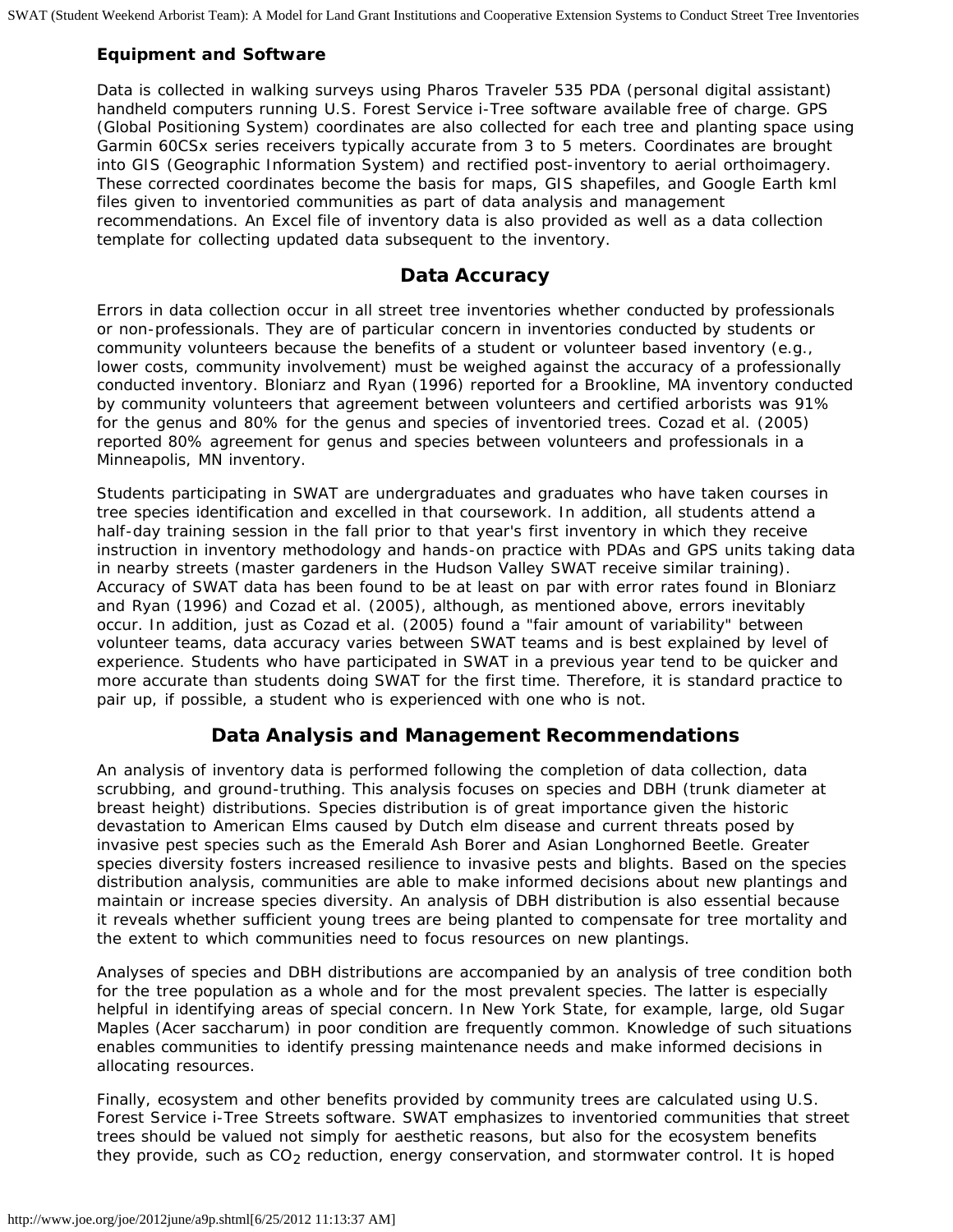### Equipment and Software

Data is collected in walking surveys using Pharos Traveler 535 PDA (personal digital assistant) handheld computers running U.S. Forest Service i-Tree software available free of charge. GPS (Global Positioning System) coordinates are also collected for each tree and planting space using Garmin 60CSx series receivers typically accurate from 3 to 5 meters. Coordinates are brought into GIS (Geographic Information System) and rectified post-inventory to aerial orthoimagery. These corrected coordinates become the basis for maps, GIS shapefiles, and Google Earth kml files given to inventoried communities as part of data analysis and management recommendations. An Excel file of inventory data is also provided as well as a data collection template for collecting updated data subsequent to the inventory.

## Data Accuracy

Errors in data collection occur in all street tree inventories whether conducted by professionals or non-professionals. They are of particular concern in inventories conducted by students or community volunteers because the benefits of a student or volunteer based inventory (e.g., lower costs, community involvement) must be weighed against the accuracy of a professionally conducted inventory. Bloniarz and Ryan (1996) reported for a Brookline, MA inventory conducted by community volunteers that agreement between volunteers and certified arborists was 91% for the genus and 80% for the genus and species of inventoried trees. Cozad et al. (2005) reported 80% agreement for genus and species between volunteers and professionals in a Minneapolis, MN inventory.

Students participating in SWAT are undergraduates and graduates who have taken courses in tree species identification and excelled in that coursework. In addition, all students attend a half-day training session in the fall prior to that year's first inventory in which they receive instruction in inventory methodology and hands-on practice with PDAs and GPS units taking data in nearby streets (master gardeners in the Hudson Valley SWAT receive similar training). Accuracy of SWAT data has been found to be at least on par with error rates found in Bloniarz and Ryan (1996) and Cozad et al. (2005), although, as mentioned above, errors inevitably occur. In addition, just as Cozad et al. (2005) found a "fair amount of variability" between volunteer teams, data accuracy varies between SWAT teams and is best explained by level of experience. Students who have participated in SWAT in a previous year tend to be quicker and more accurate than students doing SWAT for the first time. Therefore, it is standard practice to pair up, if possible, a student who is experienced with one who is not.

## Data Analysis and Management Recommendations

An analysis of inventory data is performed following the completion of data collection, data scrubbing, and ground-truthing. This analysis focuses on species and DBH (trunk diameter at breast height) distributions. Species distribution is of great importance given the historic devastation to American Elms caused by Dutch elm disease and current threats posed by invasive pest species such as the Emerald Ash Borer and Asian Longhorned Beetle. Greater species diversity fosters increased resilience to invasive pests and blights. Based on the species distribution analysis, communities are able to make informed decisions about new plantings and maintain or increase species diversity. An analysis of DBH distribution is also essential because it reveals whether sufficient young trees are being planted to compensate for tree mortality and the extent to which communities need to focus resources on new plantings.

Analyses of species and DBH distributions are accompanied by an analysis of tree condition both for the tree population as a whole and for the most prevalent species. The latter is especially helpful in identifying areas of special concern. In New York State, for example, large, old Sugar Maples (Acer saccharum) in poor condition are frequently common. Knowledge of such situations enables communities to identify pressing maintenance needs and make informed decisions in allocating resources.

Finally, ecosystem and other benefits provided by community trees are calculated using U.S. Forest Service i-Tree Streets software. SWAT emphasizes to inventoried communities that street trees should be valued not simply for aesthetic reasons, but also for the ecosystem benefits they provide, such as $CO_2$ reduction, energy conservation, and stormwater control. It is hoped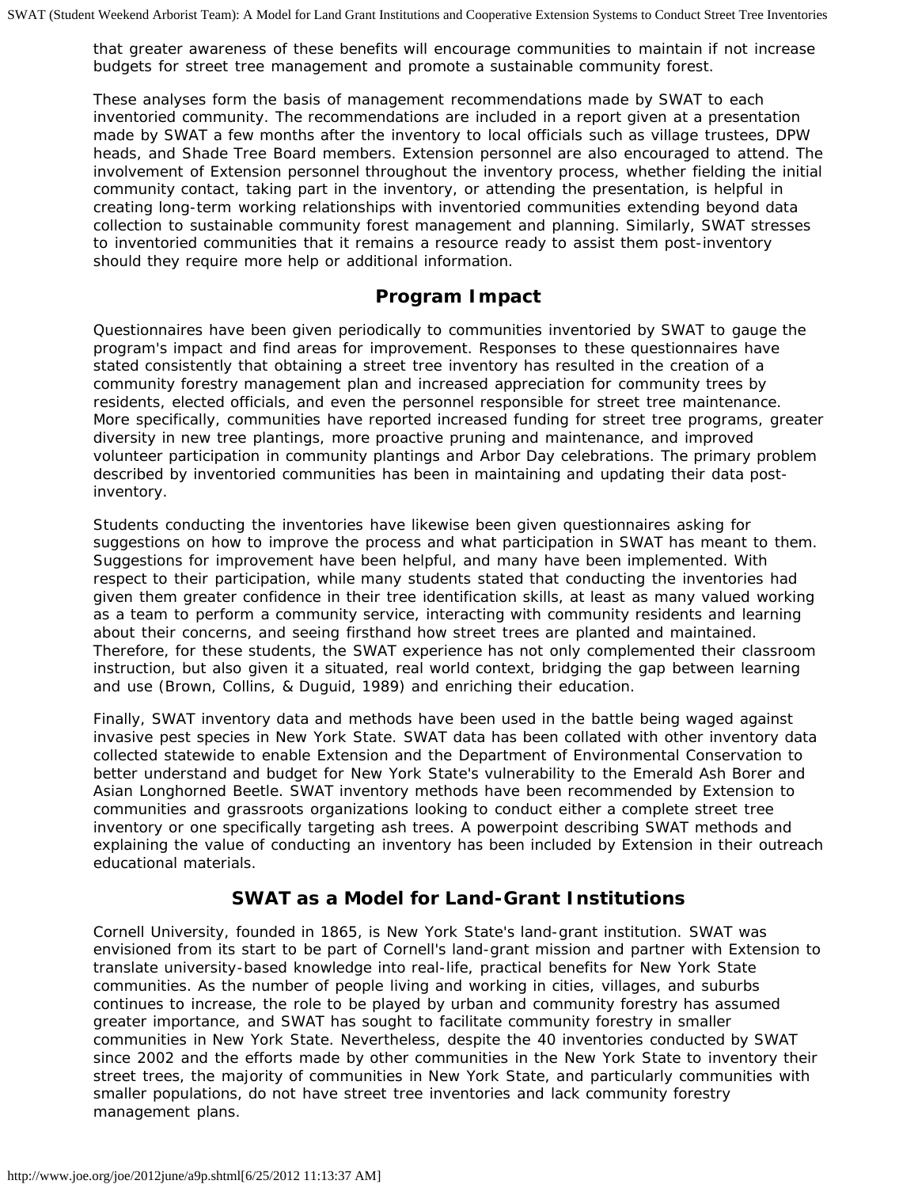that greater awareness of these benefits will encourage communities to maintain if not increase budgets for street tree management and promote a sustainable community forest.

These analyses form the basis of management recommendations made by SWAT to each inventoried community. The recommendations are included in a report given at a presentation made by SWAT a few months after the inventory to local officials such as village trustees, DPW heads, and Shade Tree Board members. Extension personnel are also encouraged to attend. The involvement of Extension personnel throughout the inventory process, whether fielding the initial community contact, taking part in the inventory, or attending the presentation, is helpful in creating long-term working relationships with inventoried communities extending beyond data collection to sustainable community forest management and planning. Similarly, SWAT stresses to inventoried communities that it remains a resource ready to assist them post-inventory should they require more help or additional information.

## Program Impact

Questionnaires have been given periodically to communities inventoried by SWAT to gauge the program's impact and find areas for improvement. Responses to these questionnaires have stated consistently that obtaining a street tree inventory has resulted in the creation of a community forestry management plan and increased appreciation for community trees by residents, elected officials, and even the personnel responsible for street tree maintenance. More specifically, communities have reported increased funding for street tree programs, greater diversity in new tree plantings, more proactive pruning and maintenance, and improved volunteer participation in community plantings and Arbor Day celebrations. The primary problem described by inventoried communities has been in maintaining and updating their data post-inventory.

Students conducting the inventories have likewise been given questionnaires asking for suggestions on how to improve the process and what participation in SWAT has meant to them. Suggestions for improvement have been helpful, and many have been implemented. With respect to their participation, while many students stated that conducting the inventories had given them greater confidence in their tree identification skills, at least as many valued working as a team to perform a community service, interacting with community residents and learning about their concerns, and seeing firsthand how street trees are planted and maintained. Therefore, for these students, the SWAT experience has not only complemented their classroom instruction, but also given it a situated, real world context, bridging the gap between learning and use (Brown, Collins, & Duguid, 1989) and enriching their education.

Finally, SWAT inventory data and methods have been used in the battle being waged against invasive pest species in New York State. SWAT data has been collated with other inventory data collected statewide to enable Extension and the Department of Environmental Conservation to better understand and budget for New York State's vulnerability to the Emerald Ash Borer and Asian Longhorned Beetle. SWAT inventory methods have been recommended by Extension to communities and grassroots organizations looking to conduct either a complete street tree inventory or one specifically targeting ash trees. A powerpoint describing SWAT methods and explaining the value of conducting an inventory has been included by Extension in their outreach educational materials.

## SWAT as a Model for Land-Grant Institutions

Cornell University, founded in 1865, is New York State's land-grant institution. SWAT was envisioned from its start to be part of Cornell's land-grant mission and partner with Extension to translate university-based knowledge into real-life, practical benefits for New York State communities. As the number of people living and working in cities, villages, and suburbs continues to increase, the role to be played by urban and community forestry has assumed greater importance, and SWAT has sought to facilitate community forestry in smaller communities in New York State. Nevertheless, despite the 40 inventories conducted by SWAT since 2002 and the efforts made by other communities in the New York State to inventory their street trees, the majority of communities in New York State, and particularly communities with smaller populations, do not have street tree inventories and lack community forestry management plans.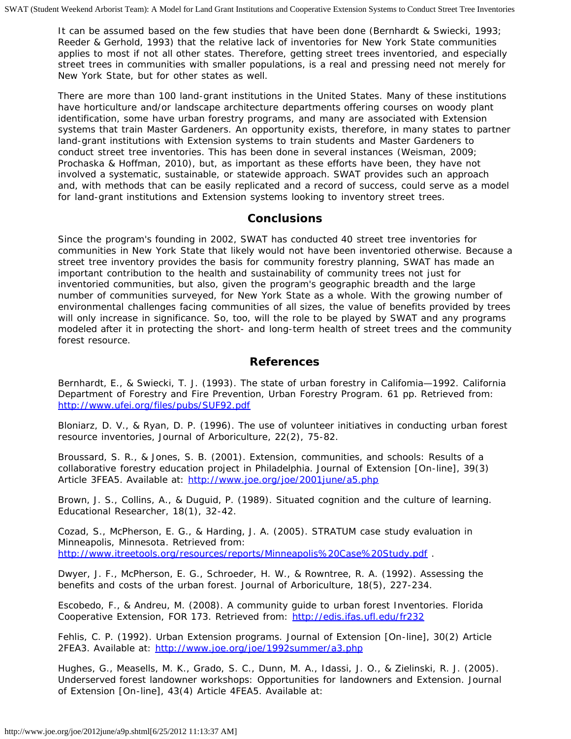It can be assumed based on the few studies that have been done (Bernhardt & Swiecki, 1993; Reeder & Gerhold, 1993) that the relative lack of inventories for New York State communities applies to most if not all other states. Therefore, getting street trees inventoried, and especially street trees in communities with smaller populations, is a real and pressing need not merely for New York State, but for other states as well.

There are more than 100 land-grant institutions in the United States. Many of these institutions have horticulture and/or landscape architecture departments offering courses on woody plant identification, some have urban forestry programs, and many are associated with Extension systems that train Master Gardeners. An opportunity exists, therefore, in many states to partner land-grant institutions with Extension systems to train students and Master Gardeners to conduct street tree inventories. This has been done in several instances (Weisman, 2009; Prochaska & Hoffman, 2010), but, as important as these efforts have been, they have not involved a systematic, sustainable, or statewide approach. SWAT provides such an approach and, with methods that can be easily replicated and a record of success, could serve as a model for land-grant institutions and Extension systems looking to inventory street trees.

## Conclusions

Since the program's founding in 2002, SWAT has conducted 40 street tree inventories for communities in New York State that likely would not have been inventoried otherwise. Because a street tree inventory provides the basis for community forestry planning, SWAT has made an important contribution to the health and sustainability of community trees not just for inventoried communities, but also, given the program's geographic breadth and the large number of communities surveyed, for New York State as a whole. With the growing number of environmental challenges facing communities of all sizes, the value of benefits provided by trees will only increase in significance. So, too, will the role to be played by SWAT and any programs modeled after it in protecting the short- and long-term health of street trees and the community forest resource.

## References

Bernhardt, E., & Swiecki, T. J. (1993). The state of urban forestry in Califomia—1992. California Department of Forestry and Fire Prevention, Urban Forestry Program. 61 pp. Retrieved from: http://www.ufei.org/files/pubs/SUF92.pdf

Bloniarz, D. V., & Ryan, D. P. (1996). The use of volunteer initiatives in conducting urban forest resource inventories, Journal of Arboriculture, 22(2), 75-82.

Broussard, S. R., & Jones, S. B. (2001). Extension, communities, and schools: Results of a collaborative forestry education project in Philadelphia. Journal of Extension [On-line], 39(3) Article 3FEA5. Available at: http://www.joe.org/joe/2001june/a5.php

Brown, J. S., Collins, A., & Duguid, P. (1989). Situated cognition and the culture of learning. Educational Researcher, 18(1), 32-42.

Cozad, S., McPherson, E. G., & Harding, J. A. (2005). STRATUM case study evaluation in Minneapolis, Minnesota. Retrieved from: http://www.itreetools.org/resources/reports/Minneapolis%20Case%20Study.pdf .

Dwyer, J. F., McPherson, E. G., Schroeder, H. W., & Rowntree, R. A. (1992). Assessing the benefits and costs of the urban forest. Journal of Arboriculture, 18(5), 227-234.

Escobedo, F., & Andreu, M. (2008). A community guide to urban forest Inventories. Florida Cooperative Extension, FOR 173. Retrieved from: http://edis.ifas.ufl.edu/fr232

Fehlis, C. P. (1992). Urban Extension programs. Journal of Extension [On-line], 30(2) Article 2FEA3. Available at: http://www.joe.org/joe/1992summer/a3.php

Hughes, G., Measells, M. K., Grado, S. C., Dunn, M. A., Idassi, J. O., & Zielinski, R. J. (2005). Underserved forest landowner workshops: Opportunities for landowners and Extension. Journal of Extension [On-line], 43(4) Article 4FEA5. Available at: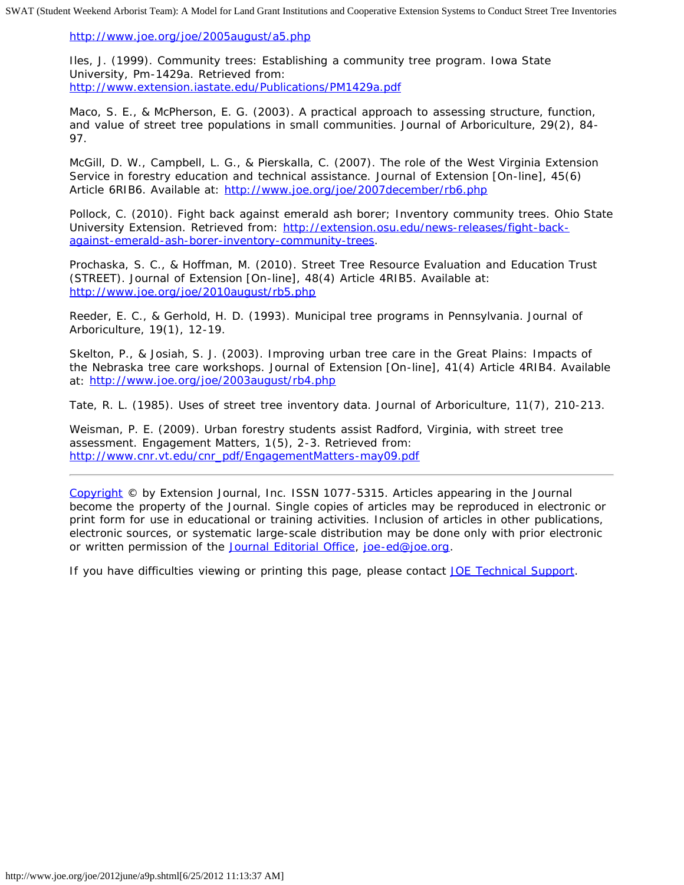http://www.joe.org/joe/2005august/a5.php

Iles, J. (1999). Community trees: Establishing a community tree program. Iowa State University, Pm-1429a. Retrieved from: http://www.extension.iastate.edu/Publications/PM1429a.pdf

Maco, S. E., & McPherson, E. G. (2003). A practical approach to assessing structure, function, and value of street tree populations in small communities. Journal of Arboriculture, 29(2), 84-97.

McGill, D. W., Campbell, L. G., & Pierskalla, C. (2007). The role of the West Virginia Extension Service in forestry education and technical assistance. Journal of Extension [On-line], 45(6) Article 6RIB6. Available at: http://www.joe.org/joe/2007december/rb6.php

Pollock, C. (2010). Fight back against emerald ash borer; Inventory community trees. Ohio State University Extension. Retrieved from: http://extension.osu.edu/news-releases/fight-back-against-emerald-ash-borer-inventory-community-trees.

Prochaska, S. C., & Hoffman, M. (2010). Street Tree Resource Evaluation and Education Trust (STREET). Journal of Extension [On-line], 48(4) Article 4RIB5. Available at: http://www.joe.org/joe/2010august/rb5.php

Reeder, E. C., & Gerhold, H. D. (1993). Municipal tree programs in Pennsylvania. Journal of Arboriculture, 19(1), 12-19.

Skelton, P., & Josiah, S. J. (2003). Improving urban tree care in the Great Plains: Impacts of the Nebraska tree care workshops. Journal of Extension [On-line], 41(4) Article 4RIB4. Available at: http://www.joe.org/joe/2003august/rb4.php

Tate, R. L. (1985). Uses of street tree inventory data. Journal of Arboriculture, 11(7), 210-213.

Weisman, P. E. (2009). Urban forestry students assist Radford, Virginia, with street tree assessment. Engagement Matters, 1(5), 2-3. Retrieved from: http://www.cnr.vt.edu/cnr_pdf/EngagementMatters-may09.pdf

---

Copyright © by Extension Journal, Inc. ISSN 1077-5315. Articles appearing in the Journal become the property of the Journal. Single copies of articles may be reproduced in electronic or print form for use in educational or training activities. Inclusion of articles in other publications, electronic sources, or systematic large-scale distribution may be done only with prior electronic or written permission of the Journal Editorial Office, joe-ed@joe.org.

If you have difficulties viewing or printing this page, please contact JOE Technical Support.